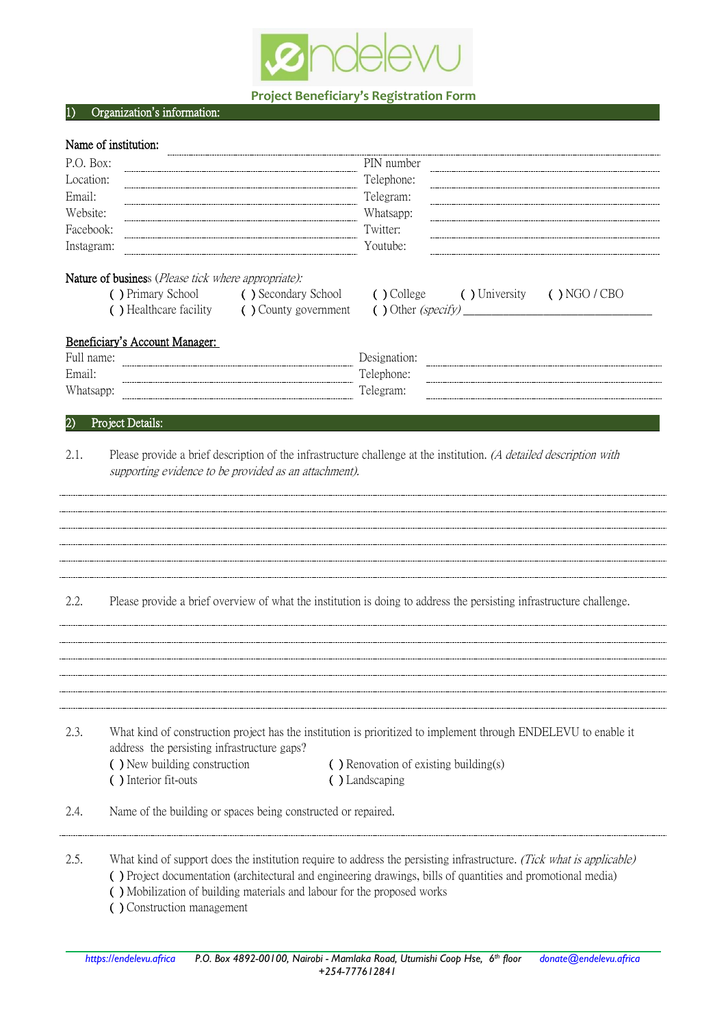# endelevu

## Project Beneficiary's Registration Form

## 1) Organization's information:

**Name of institution:** ..............................................................................................

| | | | |
|---|---|---|---|
| P.O. Box: | ............................................ | PIN number | ............................................ |
| Location: | ............................................ | Telephone: | ............................................ |
| Email: | ............................................ | Telegram: | ............................................ |
| Website: | ............................................ | Whatsapp: | ............................................ |
| Facebook: | ............................................ | Twitter: | ............................................ |
| Instagram: | ............................................ | Youtube: | ............................................ |

**Nature of business** (*Please tick where appropriate):*

( ) Primary School ( ) Secondary School ( ) College ( ) University ( ) NGO / CBO

( ) Healthcare facility ( ) County government ( ) Other *(specify)* ___________________________________

**Beneficiary's Account Manager:**

| | | | |
|---|---|---|---|
| Full name: | ............................................ | Designation: | ............................................ |
| Email: | ............................................ | Telephone: | ............................................ |
| Whatsapp: | ............................................ | Telegram: | ............................................ |

## 2) Project Details:

2.1. Please provide a brief description of the infrastructure challenge at the institution. *(A detailed description with supporting evidence to be provided as an attachment).*

..............................................................................................................................................

..............................................................................................................................................

..............................................................................................................................................

..............................................................................................................................................

..............................................................................................................................................

..............................................................................................................................................

2.2. Please provide a brief overview of what the institution is doing to address the persisting infrastructure challenge.

..............................................................................................................................................

..............................................................................................................................................

..............................................................................................................................................

..............................................................................................................................................

..............................................................................................................................................

2.3. What kind of construction project has the institution is prioritized to implement through ENDELEVU to enable it address the persisting infrastructure gaps?

( ) New building construction ( ) Renovation of existing building(s)

( ) Interior fit-outs ( ) Landscaping

2.4. Name of the building or spaces being constructed or repaired.

..............................................................................................................................................

2.5. What kind of support does the institution require to address the persisting infrastructure. *(Tick what is applicable)*

( ) Project documentation (architectural and engineering drawings, bills of quantities and promotional media)

( ) Mobilization of building materials and labour for the proposed works

( ) Construction management

*https://endelevu.africa P.O. Box 4892-00100, Nairobi - Mamlaka Road, Utumishi Coop Hse, 6th floor donate@endelevu.africa +254-777612841*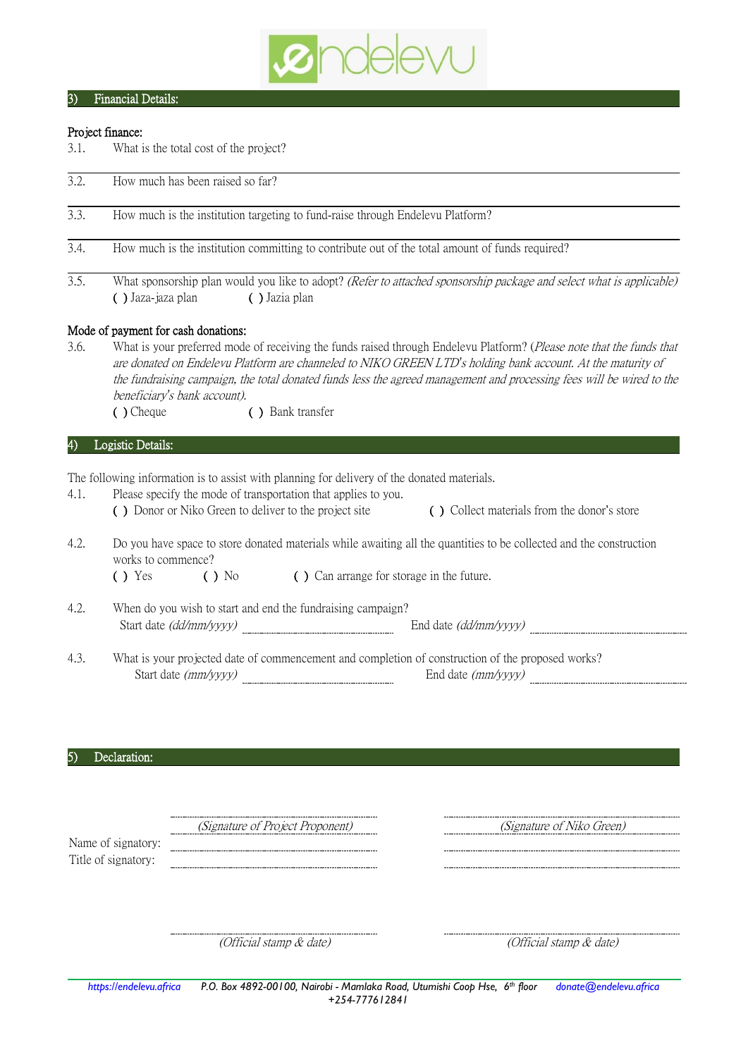## 3) Financial Details:

**Project finance:**

3.1. What is the total cost of the project?

3.2. How much has been raised so far?

3.3. How much is the institution targeting to fund-raise through Endelevu Platform?

3.4. How much is the institution committing to contribute out of the total amount of funds required?

3.5. What sponsorship plan would you like to adopt? *(Refer to attached sponsorship package and select what is applicable)*
( ) Jaza-jaza plan ( ) Jazia plan

**Mode of payment for cash donations:**

3.6. What is your preferred mode of receiving the funds raised through Endelevu Platform? (*Please note that the funds that are donated on Endelevu Platform are channeled to NIKO GREEN LTD's holding bank account. At the maturity of the fundraising campaign, the total donated funds less the agreed management and processing fees will be wired to the beneficiary's bank account).*
( ) Cheque ( ) Bank transfer

## 4) Logistic Details:

The following information is to assist with planning for delivery of the donated materials.

4.1. Please specify the mode of transportation that applies to you.
( ) Donor or Niko Green to deliver to the project site ( ) Collect materials from the donor's store

4.2. Do you have space to store donated materials while awaiting all the quantities to be collected and the construction works to commence?
( ) Yes ( ) No ( ) Can arrange for storage in the future.

4.2. When do you wish to start and end the fundraising campaign?
Start date *(dd/mm/yyyy)* ____________ End date *(dd/mm/yyyy)* ____________

4.3. What is your projected date of commencement and completion of construction of the proposed works?
Start date *(mm/yyyy)* ____________ End date *(mm/yyyy)* ____________

## 5) Declaration:

| | | |
|---|---|---|
| | *(Signature of Project Proponent)* | *(Signature of Niko Green)* |
| Name of signatory: | | |
| Title of signatory: | | |
| | *(Official stamp & date)* | *(Official stamp & date)* |